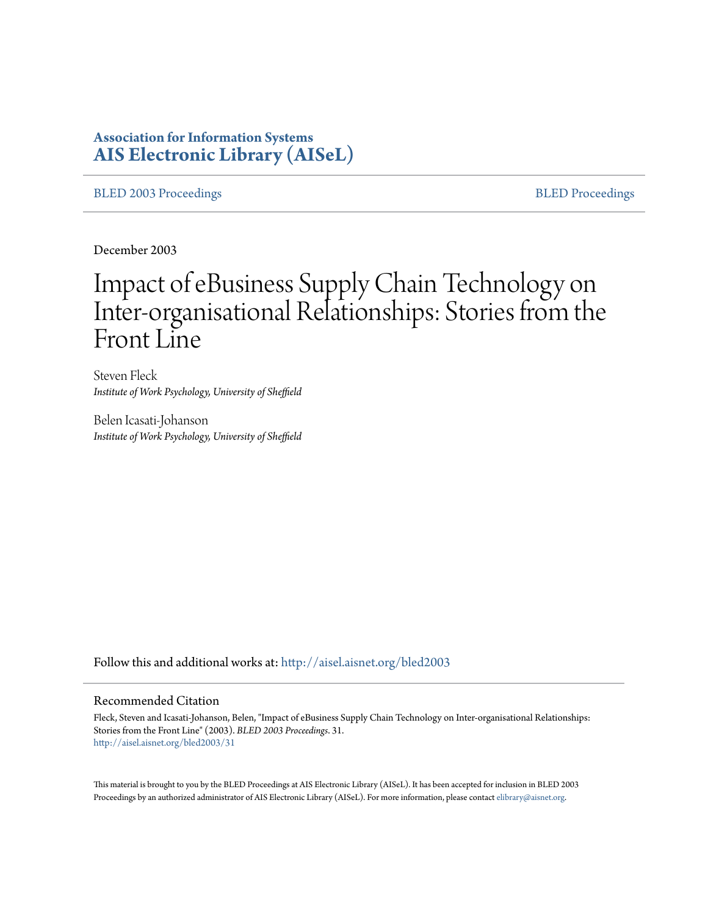**Association for Information Systems**
**AIS Electronic Library (AISeL)**

BLED 2003 Proceedings | BLED Proceedings

December 2003

# Impact of eBusiness Supply Chain Technology on Inter-organisational Relationships: Stories from the Front Line

Steven Fleck
*Institute of Work Psychology, University of Sheffield*

Belen Icasati-Johanson
*Institute of Work Psychology, University of Sheffield*

Follow this and additional works at: http://aisel.aisnet.org/bled2003

## Recommended Citation

Fleck, Steven and Icasati-Johanson, Belen, "Impact of eBusiness Supply Chain Technology on Inter-organisational Relationships: Stories from the Front Line" (2003). *BLED 2003 Proceedings*. 31.
http://aisel.aisnet.org/bled2003/31

This material is brought to you by the BLED Proceedings at AIS Electronic Library (AISeL). It has been accepted for inclusion in BLED 2003 Proceedings by an authorized administrator of AIS Electronic Library (AISeL). For more information, please contact elibrary@aisnet.org.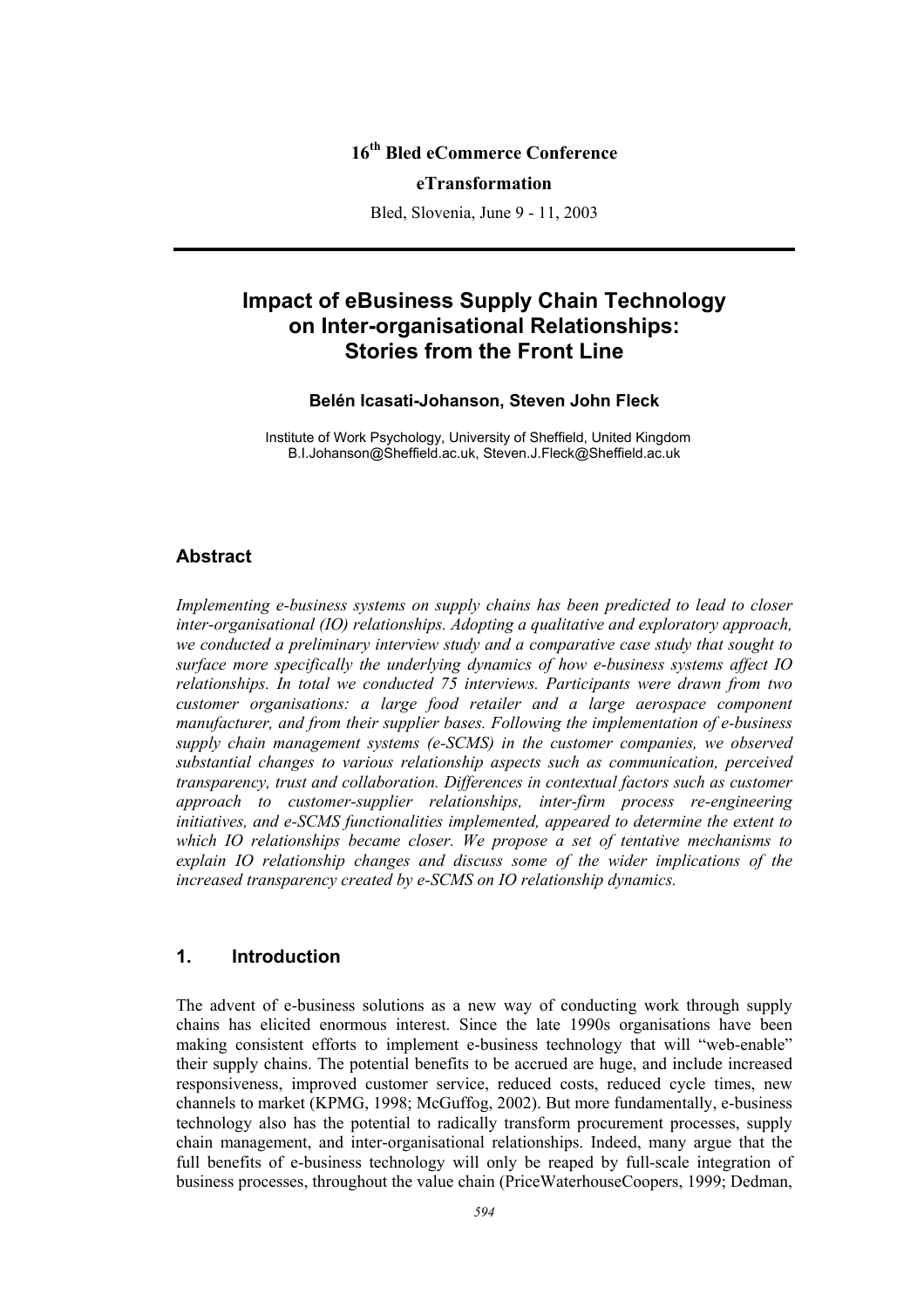16[th] Bled eCommerce Conference

**eTransformation**

Bled, Slovenia, June 9 - 11, 2003

# Impact of eBusiness Supply Chain Technology on Inter-organisational Relationships: Stories from the Front Line

**Belén Icasati-Johanson, Steven John Fleck**

Institute of Work Psychology, University of Sheffield, United Kingdom
B.I.Johanson@Sheffield.ac.uk, Steven.J.Fleck@Sheffield.ac.uk

## Abstract

*Implementing e-business systems on supply chains has been predicted to lead to closer inter-organisational (IO) relationships. Adopting a qualitative and exploratory approach, we conducted a preliminary interview study and a comparative case study that sought to surface more specifically the underlying dynamics of how e-business systems affect IO relationships. In total we conducted 75 interviews. Participants were drawn from two customer organisations: a large food retailer and a large aerospace component manufacturer, and from their supplier bases. Following the implementation of e-business supply chain management systems (e-SCMS) in the customer companies, we observed substantial changes to various relationship aspects such as communication, perceived transparency, trust and collaboration. Differences in contextual factors such as customer approach to customer-supplier relationships, inter-firm process re-engineering initiatives, and e-SCMS functionalities implemented, appeared to determine the extent to which IO relationships became closer. We propose a set of tentative mechanisms to explain IO relationship changes and discuss some of the wider implications of the increased transparency created by e-SCMS on IO relationship dynamics.*

## 1. Introduction

The advent of e-business solutions as a new way of conducting work through supply chains has elicited enormous interest. Since the late 1990s organisations have been making consistent efforts to implement e-business technology that will "web-enable" their supply chains. The potential benefits to be accrued are huge, and include increased responsiveness, improved customer service, reduced costs, reduced cycle times, new channels to market (KPMG, 1998; McGuffog, 2002). But more fundamentally, e-business technology also has the potential to radically transform procurement processes, supply chain management, and inter-organisational relationships. Indeed, many argue that the full benefits of e-business technology will only be reaped by full-scale integration of business processes, throughout the value chain (PriceWaterhouseCoopers, 1999; Dedman,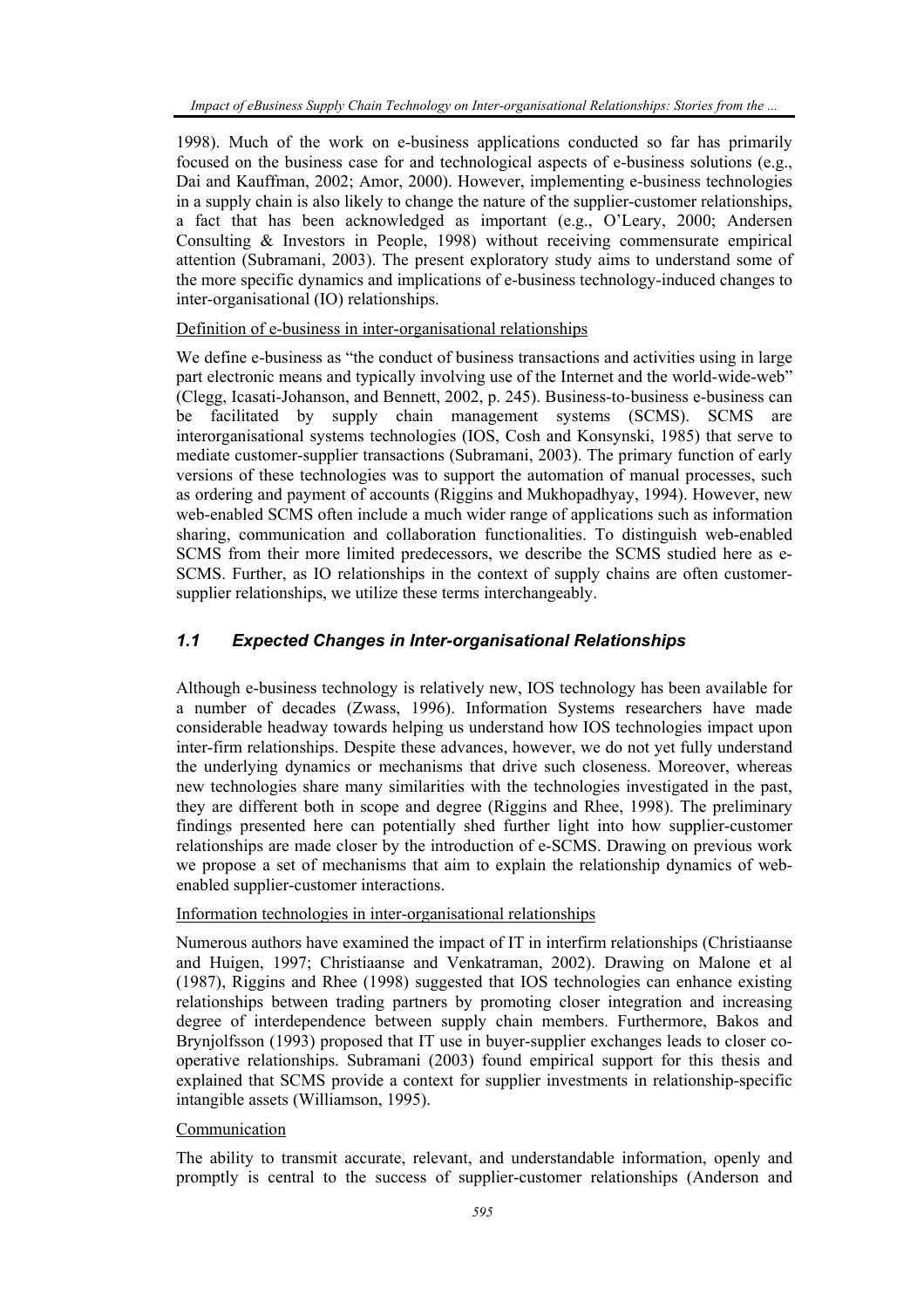1998). Much of the work on e-business applications conducted so far has primarily focused on the business case for and technological aspects of e-business solutions (e.g., Dai and Kauffman, 2002; Amor, 2000). However, implementing e-business technologies in a supply chain is also likely to change the nature of the supplier-customer relationships, a fact that has been acknowledged as important (e.g., O'Leary, 2000; Andersen Consulting & Investors in People, 1998) without receiving commensurate empirical attention (Subramani, 2003). The present exploratory study aims to understand some of the more specific dynamics and implications of e-business technology-induced changes to inter-organisational (IO) relationships.

Definition of e-business in inter-organisational relationships

We define e-business as "the conduct of business transactions and activities using in large part electronic means and typically involving use of the Internet and the world-wide-web" (Clegg, Icasati-Johanson, and Bennett, 2002, p. 245). Business-to-business e-business can be facilitated by supply chain management systems (SCMS). SCMS are interorganisational systems technologies (IOS, Cosh and Konsynski, 1985) that serve to mediate customer-supplier transactions (Subramani, 2003). The primary function of early versions of these technologies was to support the automation of manual processes, such as ordering and payment of accounts (Riggins and Mukhopadhyay, 1994). However, new web-enabled SCMS often include a much wider range of applications such as information sharing, communication and collaboration functionalities. To distinguish web-enabled SCMS from their more limited predecessors, we describe the SCMS studied here as e-SCMS. Further, as IO relationships in the context of supply chains are often customer-supplier relationships, we utilize these terms interchangeably.

## *1.1 Expected Changes in Inter-organisational Relationships*

Although e-business technology is relatively new, IOS technology has been available for a number of decades (Zwass, 1996). Information Systems researchers have made considerable headway towards helping us understand how IOS technologies impact upon inter-firm relationships. Despite these advances, however, we do not yet fully understand the underlying dynamics or mechanisms that drive such closeness. Moreover, whereas new technologies share many similarities with the technologies investigated in the past, they are different both in scope and degree (Riggins and Rhee, 1998). The preliminary findings presented here can potentially shed further light into how supplier-customer relationships are made closer by the introduction of e-SCMS. Drawing on previous work we propose a set of mechanisms that aim to explain the relationship dynamics of web-enabled supplier-customer interactions.

Information technologies in inter-organisational relationships

Numerous authors have examined the impact of IT in interfirm relationships (Christiaanse and Huigen, 1997; Christiaanse and Venkatraman, 2002). Drawing on Malone et al (1987), Riggins and Rhee (1998) suggested that IOS technologies can enhance existing relationships between trading partners by promoting closer integration and increasing degree of interdependence between supply chain members. Furthermore, Bakos and Brynjolfsson (1993) proposed that IT use in buyer-supplier exchanges leads to closer co-operative relationships. Subramani (2003) found empirical support for this thesis and explained that SCMS provide a context for supplier investments in relationship-specific intangible assets (Williamson, 1995).

Communication

The ability to transmit accurate, relevant, and understandable information, openly and promptly is central to the success of supplier-customer relationships (Anderson and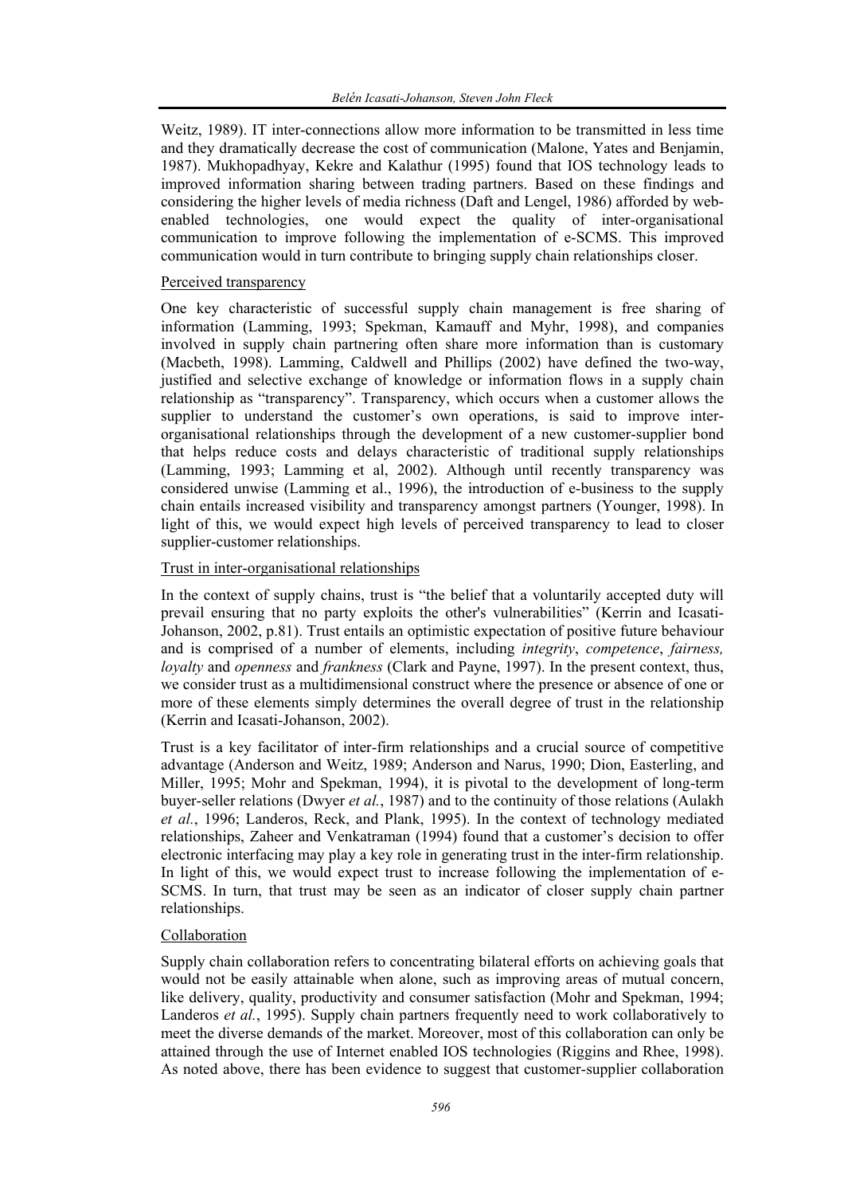Weitz, 1989). IT inter-connections allow more information to be transmitted in less time and they dramatically decrease the cost of communication (Malone, Yates and Benjamin, 1987). Mukhopadhyay, Kekre and Kalathur (1995) found that IOS technology leads to improved information sharing between trading partners. Based on these findings and considering the higher levels of media richness (Daft and Lengel, 1986) afforded by web-enabled technologies, one would expect the quality of inter-organisational communication to improve following the implementation of e-SCMS. This improved communication would in turn contribute to bringing supply chain relationships closer.

### Perceived transparency

One key characteristic of successful supply chain management is free sharing of information (Lamming, 1993; Spekman, Kamauff and Myhr, 1998), and companies involved in supply chain partnering often share more information than is customary (Macbeth, 1998). Lamming, Caldwell and Phillips (2002) have defined the two-way, justified and selective exchange of knowledge or information flows in a supply chain relationship as "transparency". Transparency, which occurs when a customer allows the supplier to understand the customer's own operations, is said to improve inter-organisational relationships through the development of a new customer-supplier bond that helps reduce costs and delays characteristic of traditional supply relationships (Lamming, 1993; Lamming et al, 2002). Although until recently transparency was considered unwise (Lamming et al., 1996), the introduction of e-business to the supply chain entails increased visibility and transparency amongst partners (Younger, 1998). In light of this, we would expect high levels of perceived transparency to lead to closer supplier-customer relationships.

### Trust in inter-organisational relationships

In the context of supply chains, trust is "the belief that a voluntarily accepted duty will prevail ensuring that no party exploits the other's vulnerabilities" (Kerrin and Icasati-Johanson, 2002, p.81). Trust entails an optimistic expectation of positive future behaviour and is comprised of a number of elements, including *integrity*, *competence*, *fairness, loyalty* and *openness* and *frankness* (Clark and Payne, 1997). In the present context, thus, we consider trust as a multidimensional construct where the presence or absence of one or more of these elements simply determines the overall degree of trust in the relationship (Kerrin and Icasati-Johanson, 2002).

Trust is a key facilitator of inter-firm relationships and a crucial source of competitive advantage (Anderson and Weitz, 1989; Anderson and Narus, 1990; Dion, Easterling, and Miller, 1995; Mohr and Spekman, 1994), it is pivotal to the development of long-term buyer-seller relations (Dwyer *et al.*, 1987) and to the continuity of those relations (Aulakh *et al.*, 1996; Landeros, Reck, and Plank, 1995). In the context of technology mediated relationships, Zaheer and Venkatraman (1994) found that a customer's decision to offer electronic interfacing may play a key role in generating trust in the inter-firm relationship. In light of this, we would expect trust to increase following the implementation of e-SCMS. In turn, that trust may be seen as an indicator of closer supply chain partner relationships.

### Collaboration

Supply chain collaboration refers to concentrating bilateral efforts on achieving goals that would not be easily attainable when alone, such as improving areas of mutual concern, like delivery, quality, productivity and consumer satisfaction (Mohr and Spekman, 1994; Landeros *et al.*, 1995). Supply chain partners frequently need to work collaboratively to meet the diverse demands of the market. Moreover, most of this collaboration can only be attained through the use of Internet enabled IOS technologies (Riggins and Rhee, 1998). As noted above, there has been evidence to suggest that customer-supplier collaboration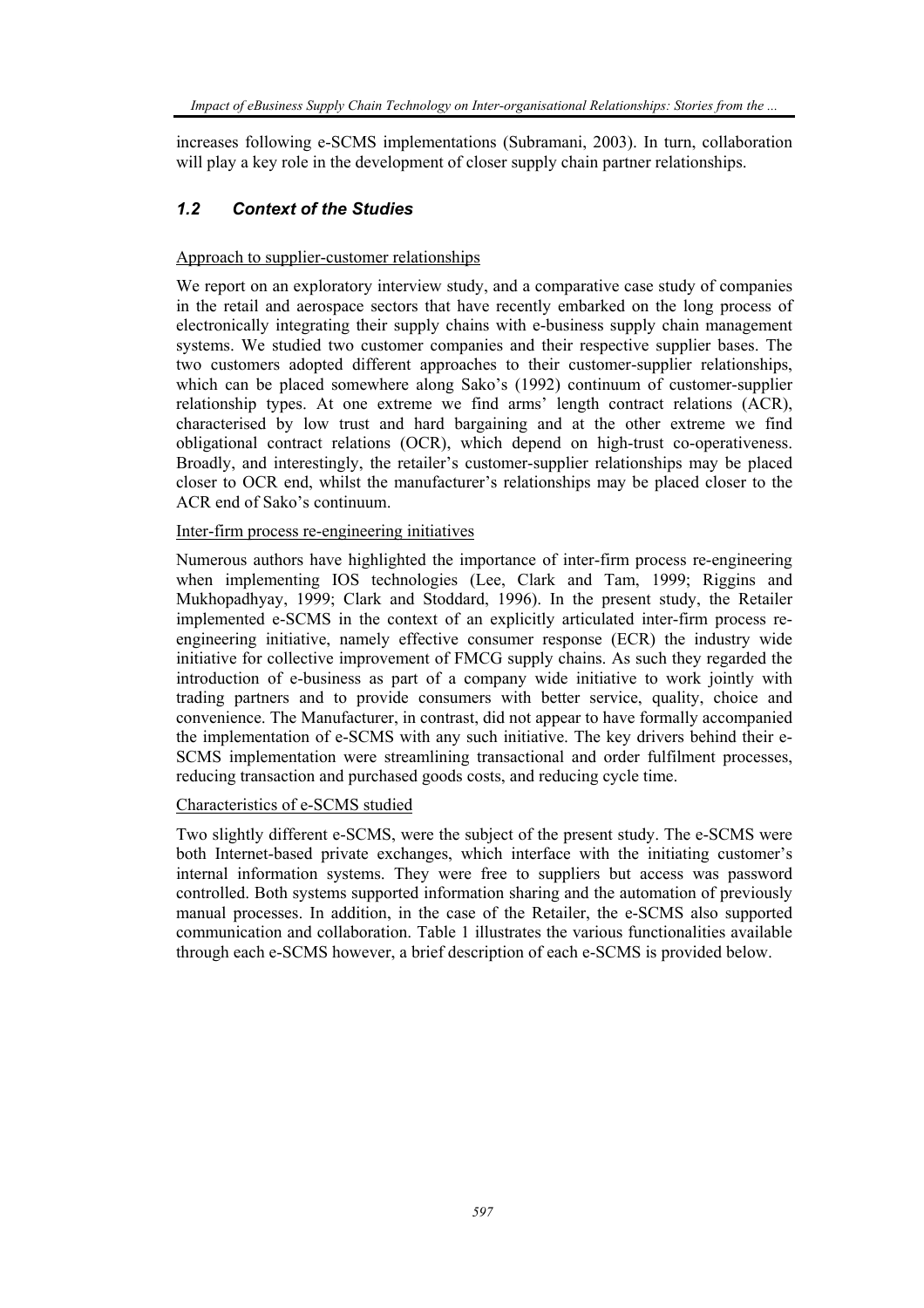increases following e-SCMS implementations (Subramani, 2003). In turn, collaboration will play a key role in the development of closer supply chain partner relationships.

## *1.2 Context of the Studies*

Approach to supplier-customer relationships

We report on an exploratory interview study, and a comparative case study of companies in the retail and aerospace sectors that have recently embarked on the long process of electronically integrating their supply chains with e-business supply chain management systems. We studied two customer companies and their respective supplier bases. The two customers adopted different approaches to their customer-supplier relationships, which can be placed somewhere along Sako's (1992) continuum of customer-supplier relationship types. At one extreme we find arms' length contract relations (ACR), characterised by low trust and hard bargaining and at the other extreme we find obligational contract relations (OCR), which depend on high-trust co-operativeness. Broadly, and interestingly, the retailer's customer-supplier relationships may be placed closer to OCR end, whilst the manufacturer's relationships may be placed closer to the ACR end of Sako's continuum.

Inter-firm process re-engineering initiatives

Numerous authors have highlighted the importance of inter-firm process re-engineering when implementing IOS technologies (Lee, Clark and Tam, 1999; Riggins and Mukhopadhyay, 1999; Clark and Stoddard, 1996). In the present study, the Retailer implemented e-SCMS in the context of an explicitly articulated inter-firm process re-engineering initiative, namely effective consumer response (ECR) the industry wide initiative for collective improvement of FMCG supply chains. As such they regarded the introduction of e-business as part of a company wide initiative to work jointly with trading partners and to provide consumers with better service, quality, choice and convenience. The Manufacturer, in contrast, did not appear to have formally accompanied the implementation of e-SCMS with any such initiative. The key drivers behind their e-SCMS implementation were streamlining transactional and order fulfilment processes, reducing transaction and purchased goods costs, and reducing cycle time.

Characteristics of e-SCMS studied

Two slightly different e-SCMS, were the subject of the present study. The e-SCMS were both Internet-based private exchanges, which interface with the initiating customer's internal information systems. They were free to suppliers but access was password controlled. Both systems supported information sharing and the automation of previously manual processes. In addition, in the case of the Retailer, the e-SCMS also supported communication and collaboration. Table 1 illustrates the various functionalities available through each e-SCMS however, a brief description of each e-SCMS is provided below.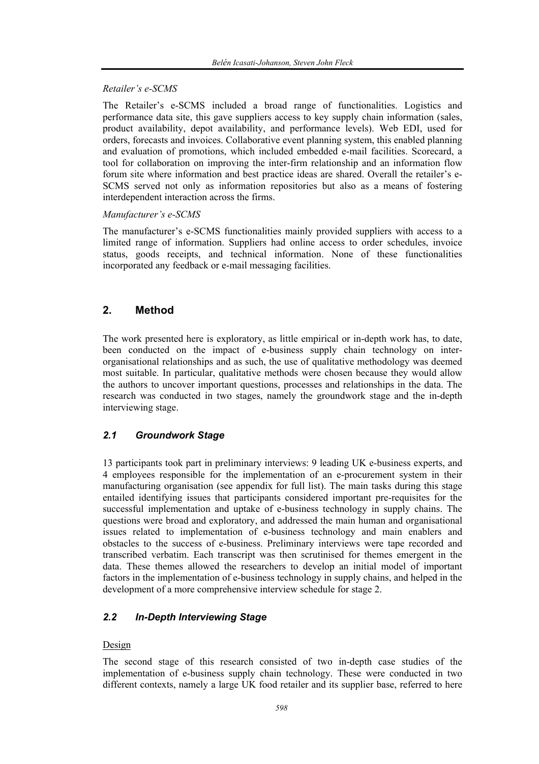*Retailer's e-SCMS*

The Retailer's e-SCMS included a broad range of functionalities. Logistics and performance data site, this gave suppliers access to key supply chain information (sales, product availability, depot availability, and performance levels). Web EDI, used for orders, forecasts and invoices. Collaborative event planning system, this enabled planning and evaluation of promotions, which included embedded e-mail facilities. Scorecard, a tool for collaboration on improving the inter-firm relationship and an information flow forum site where information and best practice ideas are shared. Overall the retailer's e-SCMS served not only as information repositories but also as a means of fostering interdependent interaction across the firms.

*Manufacturer's e-SCMS*

The manufacturer's e-SCMS functionalities mainly provided suppliers with access to a limited range of information. Suppliers had online access to order schedules, invoice status, goods receipts, and technical information. None of these functionalities incorporated any feedback or e-mail messaging facilities.

## 2. Method

The work presented here is exploratory, as little empirical or in-depth work has, to date, been conducted on the impact of e-business supply chain technology on inter-organisational relationships and as such, the use of qualitative methodology was deemed most suitable. In particular, qualitative methods were chosen because they would allow the authors to uncover important questions, processes and relationships in the data. The research was conducted in two stages, namely the groundwork stage and the in-depth interviewing stage.

### *2.1 Groundwork Stage*

13 participants took part in preliminary interviews: 9 leading UK e-business experts, and 4 employees responsible for the implementation of an e-procurement system in their manufacturing organisation (see appendix for full list). The main tasks during this stage entailed identifying issues that participants considered important pre-requisites for the successful implementation and uptake of e-business technology in supply chains. The questions were broad and exploratory, and addressed the main human and organisational issues related to implementation of e-business technology and main enablers and obstacles to the success of e-business. Preliminary interviews were tape recorded and transcribed verbatim. Each transcript was then scrutinised for themes emergent in the data. These themes allowed the researchers to develop an initial model of important factors in the implementation of e-business technology in supply chains, and helped in the development of a more comprehensive interview schedule for stage 2.

### *2.2 In-Depth Interviewing Stage*

<u>Design</u>

The second stage of this research consisted of two in-depth case studies of the implementation of e-business supply chain technology. These were conducted in two different contexts, namely a large UK food retailer and its supplier base, referred to here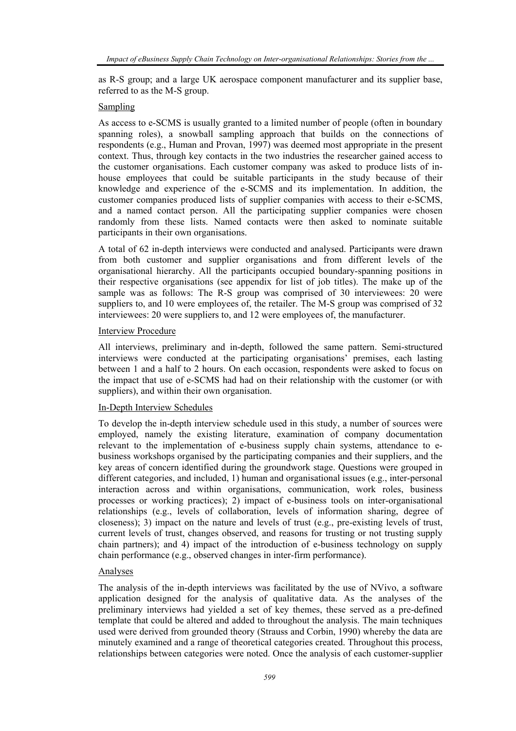as R-S group; and a large UK aerospace component manufacturer and its supplier base, referred to as the M-S group.

### Sampling

As access to e-SCMS is usually granted to a limited number of people (often in boundary spanning roles), a snowball sampling approach that builds on the connections of respondents (e.g., Human and Provan, 1997) was deemed most appropriate in the present context. Thus, through key contacts in the two industries the researcher gained access to the customer organisations. Each customer company was asked to produce lists of in-house employees that could be suitable participants in the study because of their knowledge and experience of the e-SCMS and its implementation. In addition, the customer companies produced lists of supplier companies with access to their e-SCMS, and a named contact person. All the participating supplier companies were chosen randomly from these lists. Named contacts were then asked to nominate suitable participants in their own organisations.

A total of 62 in-depth interviews were conducted and analysed. Participants were drawn from both customer and supplier organisations and from different levels of the organisational hierarchy. All the participants occupied boundary-spanning positions in their respective organisations (see appendix for list of job titles). The make up of the sample was as follows: The R-S group was comprised of 30 interviewees: 20 were suppliers to, and 10 were employees of, the retailer. The M-S group was comprised of 32 interviewees: 20 were suppliers to, and 12 were employees of, the manufacturer.

### Interview Procedure

All interviews, preliminary and in-depth, followed the same pattern. Semi-structured interviews were conducted at the participating organisations' premises, each lasting between 1 and a half to 2 hours. On each occasion, respondents were asked to focus on the impact that use of e-SCMS had had on their relationship with the customer (or with suppliers), and within their own organisation.

### In-Depth Interview Schedules

To develop the in-depth interview schedule used in this study, a number of sources were employed, namely the existing literature, examination of company documentation relevant to the implementation of e-business supply chain systems, attendance to e-business workshops organised by the participating companies and their suppliers, and the key areas of concern identified during the groundwork stage. Questions were grouped in different categories, and included, 1) human and organisational issues (e.g., inter-personal interaction across and within organisations, communication, work roles, business processes or working practices); 2) impact of e-business tools on inter-organisational relationships (e.g., levels of collaboration, levels of information sharing, degree of closeness); 3) impact on the nature and levels of trust (e.g., pre-existing levels of trust, current levels of trust, changes observed, and reasons for trusting or not trusting supply chain partners); and 4) impact of the introduction of e-business technology on supply chain performance (e.g., observed changes in inter-firm performance).

### Analyses

The analysis of the in-depth interviews was facilitated by the use of NVivo, a software application designed for the analysis of qualitative data. As the analyses of the preliminary interviews had yielded a set of key themes, these served as a pre-defined template that could be altered and added to throughout the analysis. The main techniques used were derived from grounded theory (Strauss and Corbin, 1990) whereby the data are minutely examined and a range of theoretical categories created. Throughout this process, relationships between categories were noted. Once the analysis of each customer-supplier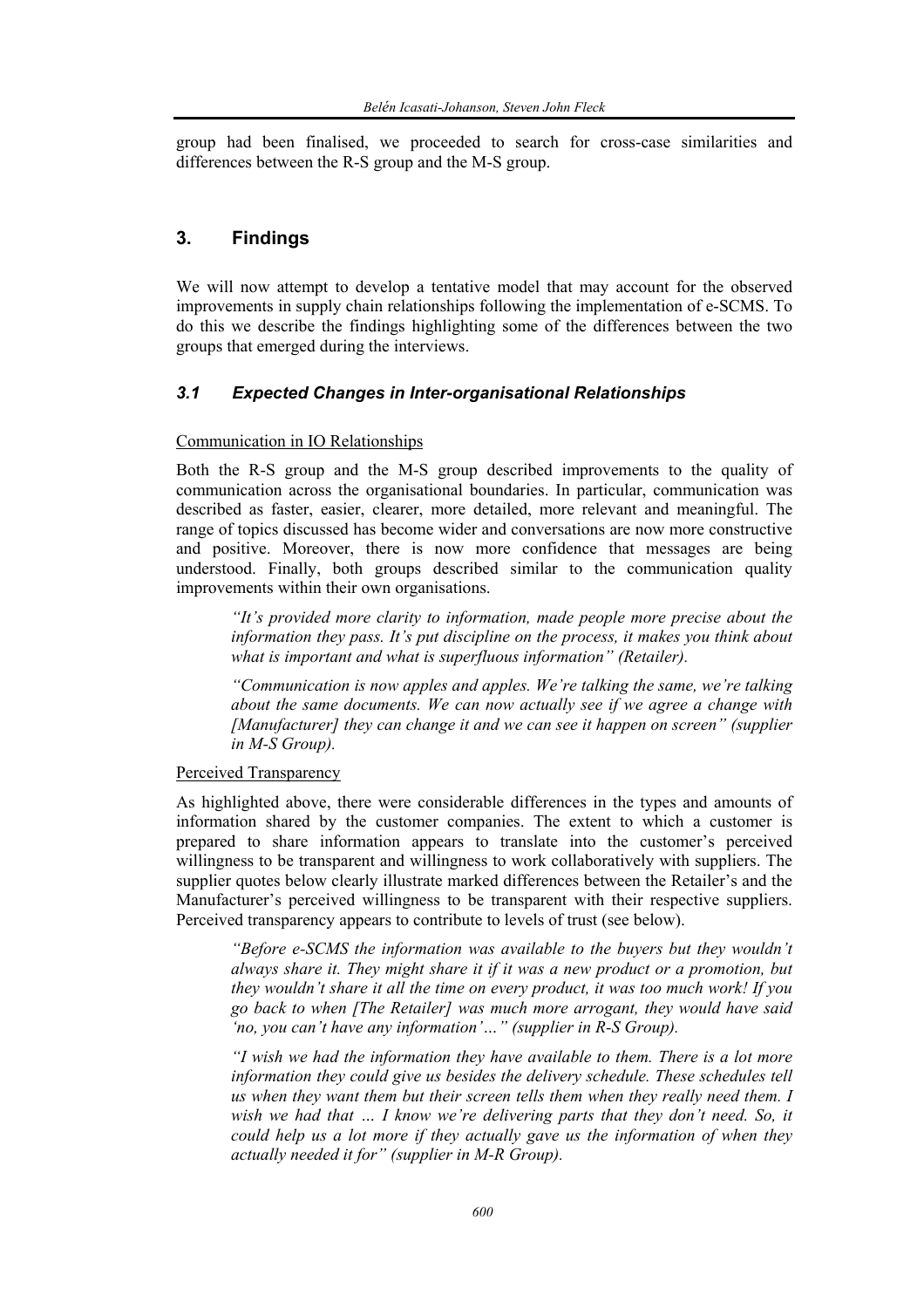group had been finalised, we proceeded to search for cross-case similarities and differences between the R-S group and the M-S group.

## 3. Findings

We will now attempt to develop a tentative model that may account for the observed improvements in supply chain relationships following the implementation of e-SCMS. To do this we describe the findings highlighting some of the differences between the two groups that emerged during the interviews.

### *3.1 Expected Changes in Inter-organisational Relationships*

Communication in IO Relationships

Both the R-S group and the M-S group described improvements to the quality of communication across the organisational boundaries. In particular, communication was described as faster, easier, clearer, more detailed, more relevant and meaningful. The range of topics discussed has become wider and conversations are now more constructive and positive. Moreover, there is now more confidence that messages are being understood. Finally, both groups described similar to the communication quality improvements within their own organisations.

> *"It's provided more clarity to information, made people more precise about the information they pass. It's put discipline on the process, it makes you think about what is important and what is superfluous information" (Retailer).*

> *"Communication is now apples and apples. We're talking the same, we're talking about the same documents. We can now actually see if we agree a change with [Manufacturer] they can change it and we can see it happen on screen" (supplier in M-S Group).*

Perceived Transparency

As highlighted above, there were considerable differences in the types and amounts of information shared by the customer companies. The extent to which a customer is prepared to share information appears to translate into the customer's perceived willingness to be transparent and willingness to work collaboratively with suppliers. The supplier quotes below clearly illustrate marked differences between the Retailer's and the Manufacturer's perceived willingness to be transparent with their respective suppliers. Perceived transparency appears to contribute to levels of trust (see below).

> *"Before e-SCMS the information was available to the buyers but they wouldn't always share it. They might share it if it was a new product or a promotion, but they wouldn't share it all the time on every product, it was too much work! If you go back to when [The Retailer] was much more arrogant, they would have said 'no, you can't have any information'…" (supplier in R-S Group).*

> *"I wish we had the information they have available to them. There is a lot more information they could give us besides the delivery schedule. These schedules tell us when they want them but their screen tells them when they really need them. I wish we had that … I know we're delivering parts that they don't need. So, it could help us a lot more if they actually gave us the information of when they actually needed it for" (supplier in M-R Group).*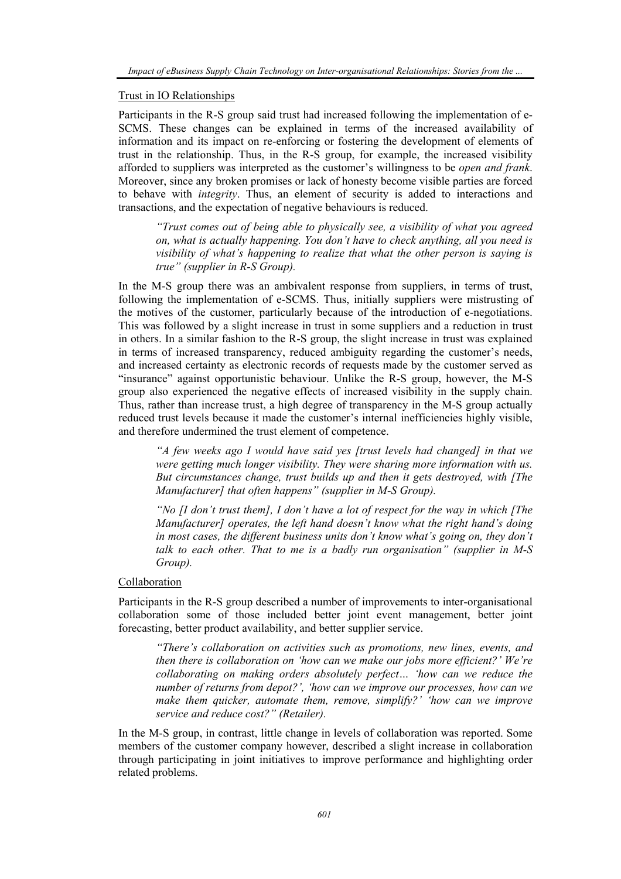Trust in IO Relationships

Participants in the R-S group said trust had increased following the implementation of e-SCMS. These changes can be explained in terms of the increased availability of information and its impact on re-enforcing or fostering the development of elements of trust in the relationship. Thus, in the R-S group, for example, the increased visibility afforded to suppliers was interpreted as the customer's willingness to be *open and frank*. Moreover, since any broken promises or lack of honesty become visible parties are forced to behave with *integrity*. Thus, an element of security is added to interactions and transactions, and the expectation of negative behaviours is reduced.

> *"Trust comes out of being able to physically see, a visibility of what you agreed on, what is actually happening. You don't have to check anything, all you need is visibility of what's happening to realize that what the other person is saying is true" (supplier in R-S Group).*

In the M-S group there was an ambivalent response from suppliers, in terms of trust, following the implementation of e-SCMS. Thus, initially suppliers were mistrusting of the motives of the customer, particularly because of the introduction of e-negotiations. This was followed by a slight increase in trust in some suppliers and a reduction in trust in others. In a similar fashion to the R-S group, the slight increase in trust was explained in terms of increased transparency, reduced ambiguity regarding the customer's needs, and increased certainty as electronic records of requests made by the customer served as "insurance" against opportunistic behaviour. Unlike the R-S group, however, the M-S group also experienced the negative effects of increased visibility in the supply chain. Thus, rather than increase trust, a high degree of transparency in the M-S group actually reduced trust levels because it made the customer's internal inefficiencies highly visible, and therefore undermined the trust element of competence.

> *"A few weeks ago I would have said yes [trust levels had changed] in that we were getting much longer visibility. They were sharing more information with us. But circumstances change, trust builds up and then it gets destroyed, with [The Manufacturer] that often happens" (supplier in M-S Group).*

> *"No [I don't trust them], I don't have a lot of respect for the way in which [The Manufacturer] operates, the left hand doesn't know what the right hand's doing in most cases, the different business units don't know what's going on, they don't talk to each other. That to me is a badly run organisation" (supplier in M-S Group).*

Collaboration

Participants in the R-S group described a number of improvements to inter-organisational collaboration some of those included better joint event management, better joint forecasting, better product availability, and better supplier service.

> *"There's collaboration on activities such as promotions, new lines, events, and then there is collaboration on 'how can we make our jobs more efficient?' We're collaborating on making orders absolutely perfect… 'how can we reduce the number of returns from depot?', 'how can we improve our processes, how can we make them quicker, automate them, remove, simplify?' 'how can we improve service and reduce cost?" (Retailer).*

In the M-S group, in contrast, little change in levels of collaboration was reported. Some members of the customer company however, described a slight increase in collaboration through participating in joint initiatives to improve performance and highlighting order related problems.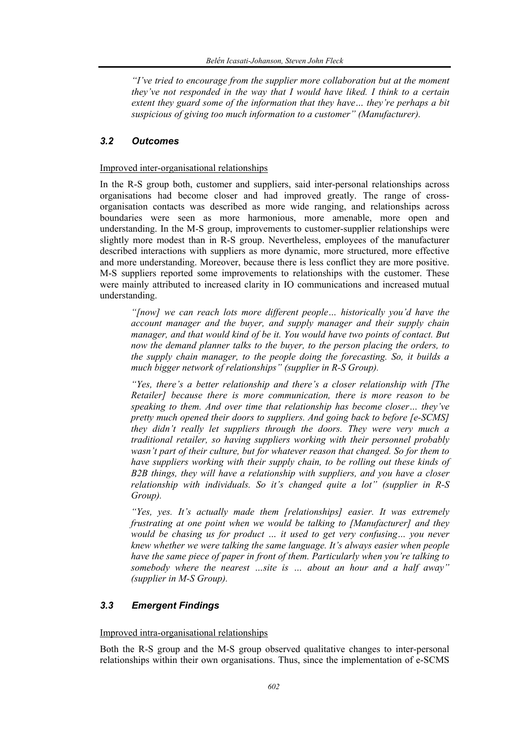*"I've tried to encourage from the supplier more collaboration but at the moment they've not responded in the way that I would have liked. I think to a certain extent they guard some of the information that they have… they're perhaps a bit suspicious of giving too much information to a customer" (Manufacturer).*

### *3.2 Outcomes*

Improved inter-organisational relationships

In the R-S group both, customer and suppliers, said inter-personal relationships across organisations had become closer and had improved greatly. The range of cross-organisation contacts was described as more wide ranging, and relationships across boundaries were seen as more harmonious, more amenable, more open and understanding. In the M-S group, improvements to customer-supplier relationships were slightly more modest than in R-S group. Nevertheless, employees of the manufacturer described interactions with suppliers as more dynamic, more structured, more effective and more understanding. Moreover, because there is less conflict they are more positive. M-S suppliers reported some improvements to relationships with the customer. These were mainly attributed to increased clarity in IO communications and increased mutual understanding.

*"[now] we can reach lots more different people… historically you'd have the account manager and the buyer, and supply manager and their supply chain manager, and that would kind of be it. You would have two points of contact. But now the demand planner talks to the buyer, to the person placing the orders, to the supply chain manager, to the people doing the forecasting. So, it builds a much bigger network of relationships" (supplier in R-S Group).*

*"Yes, there's a better relationship and there's a closer relationship with [The Retailer] because there is more communication, there is more reason to be speaking to them. And over time that relationship has become closer… they've pretty much opened their doors to suppliers. And going back to before [e-SCMS] they didn't really let suppliers through the doors. They were very much a traditional retailer, so having suppliers working with their personnel probably wasn't part of their culture, but for whatever reason that changed. So for them to have suppliers working with their supply chain, to be rolling out these kinds of B2B things, they will have a relationship with suppliers, and you have a closer relationship with individuals. So it's changed quite a lot" (supplier in R-S Group).*

*"Yes, yes. It's actually made them [relationships] easier. It was extremely frustrating at one point when we would be talking to [Manufacturer] and they would be chasing us for product … it used to get very confusing… you never knew whether we were talking the same language. It's always easier when people have the same piece of paper in front of them. Particularly when you're talking to somebody where the nearest …site is … about an hour and a half away" (supplier in M-S Group).*

### *3.3 Emergent Findings*

Improved intra-organisational relationships

Both the R-S group and the M-S group observed qualitative changes to inter-personal relationships within their own organisations. Thus, since the implementation of e-SCMS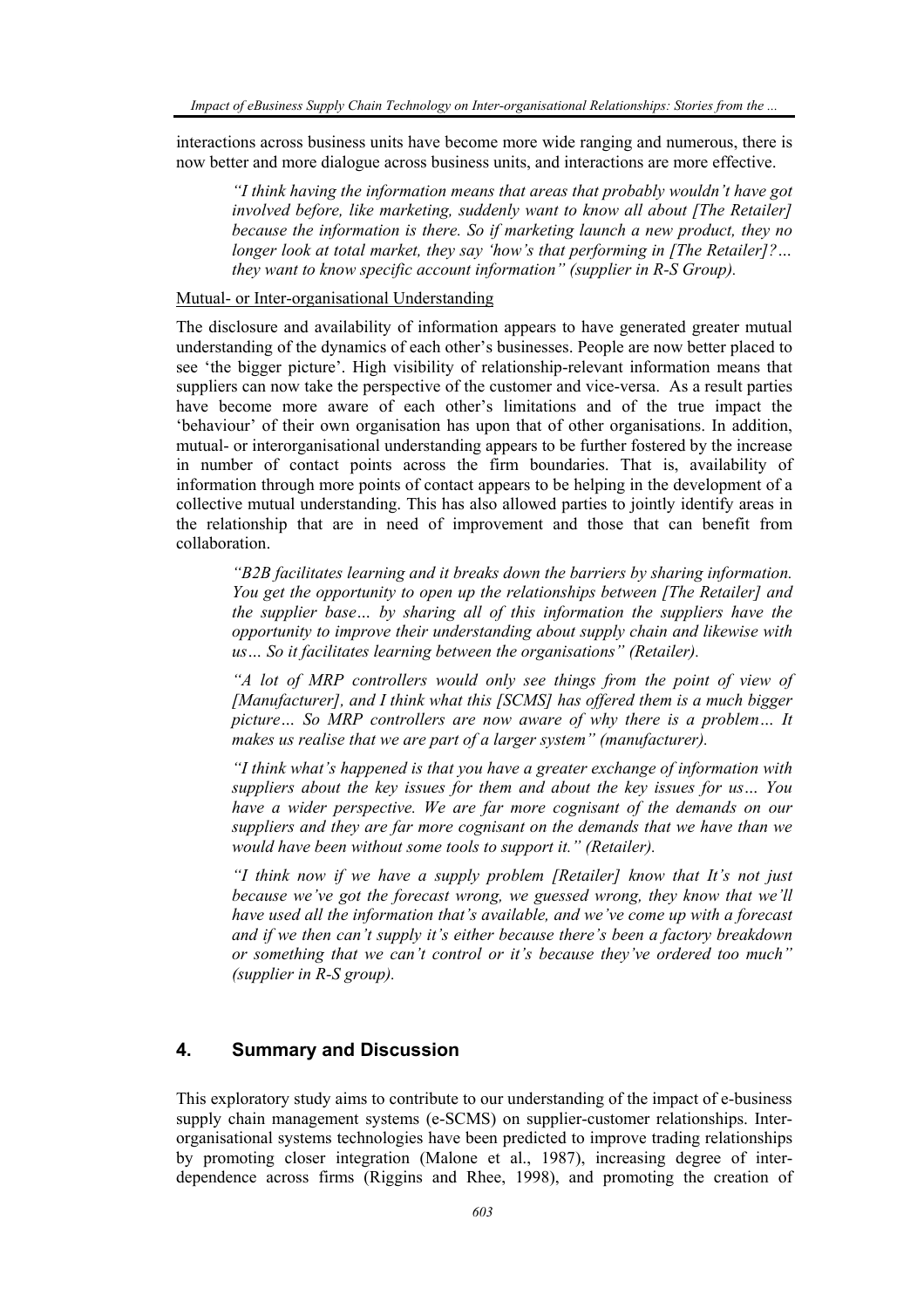interactions across business units have become more wide ranging and numerous, there is now better and more dialogue across business units, and interactions are more effective.

> *"I think having the information means that areas that probably wouldn't have got involved before, like marketing, suddenly want to know all about [The Retailer] because the information is there. So if marketing launch a new product, they no longer look at total market, they say 'how's that performing in [The Retailer]?… they want to know specific account information" (supplier in R-S Group).*

<u>Mutual- or Inter-organisational Understanding</u>

The disclosure and availability of information appears to have generated greater mutual understanding of the dynamics of each other's businesses. People are now better placed to see 'the bigger picture'. High visibility of relationship-relevant information means that suppliers can now take the perspective of the customer and vice-versa. As a result parties have become more aware of each other's limitations and of the true impact the 'behaviour' of their own organisation has upon that of other organisations. In addition, mutual- or interorganisational understanding appears to be further fostered by the increase in number of contact points across the firm boundaries. That is, availability of information through more points of contact appears to be helping in the development of a collective mutual understanding. This has also allowed parties to jointly identify areas in the relationship that are in need of improvement and those that can benefit from collaboration.

> *"B2B facilitates learning and it breaks down the barriers by sharing information. You get the opportunity to open up the relationships between [The Retailer] and the supplier base… by sharing all of this information the suppliers have the opportunity to improve their understanding about supply chain and likewise with us… So it facilitates learning between the organisations" (Retailer).*

> *"A lot of MRP controllers would only see things from the point of view of [Manufacturer], and I think what this [SCMS] has offered them is a much bigger picture… So MRP controllers are now aware of why there is a problem… It makes us realise that we are part of a larger system" (manufacturer).*

> *"I think what's happened is that you have a greater exchange of information with suppliers about the key issues for them and about the key issues for us… You have a wider perspective. We are far more cognisant of the demands on our suppliers and they are far more cognisant on the demands that we have than we would have been without some tools to support it." (Retailer).*

> *"I think now if we have a supply problem [Retailer] know that It's not just because we've got the forecast wrong, we guessed wrong, they know that we'll have used all the information that's available, and we've come up with a forecast and if we then can't supply it's either because there's been a factory breakdown or something that we can't control or it's because they've ordered too much" (supplier in R-S group).*

## 4. Summary and Discussion

This exploratory study aims to contribute to our understanding of the impact of e-business supply chain management systems (e-SCMS) on supplier-customer relationships. Inter-organisational systems technologies have been predicted to improve trading relationships by promoting closer integration (Malone et al., 1987), increasing degree of inter-dependence across firms (Riggins and Rhee, 1998), and promoting the creation of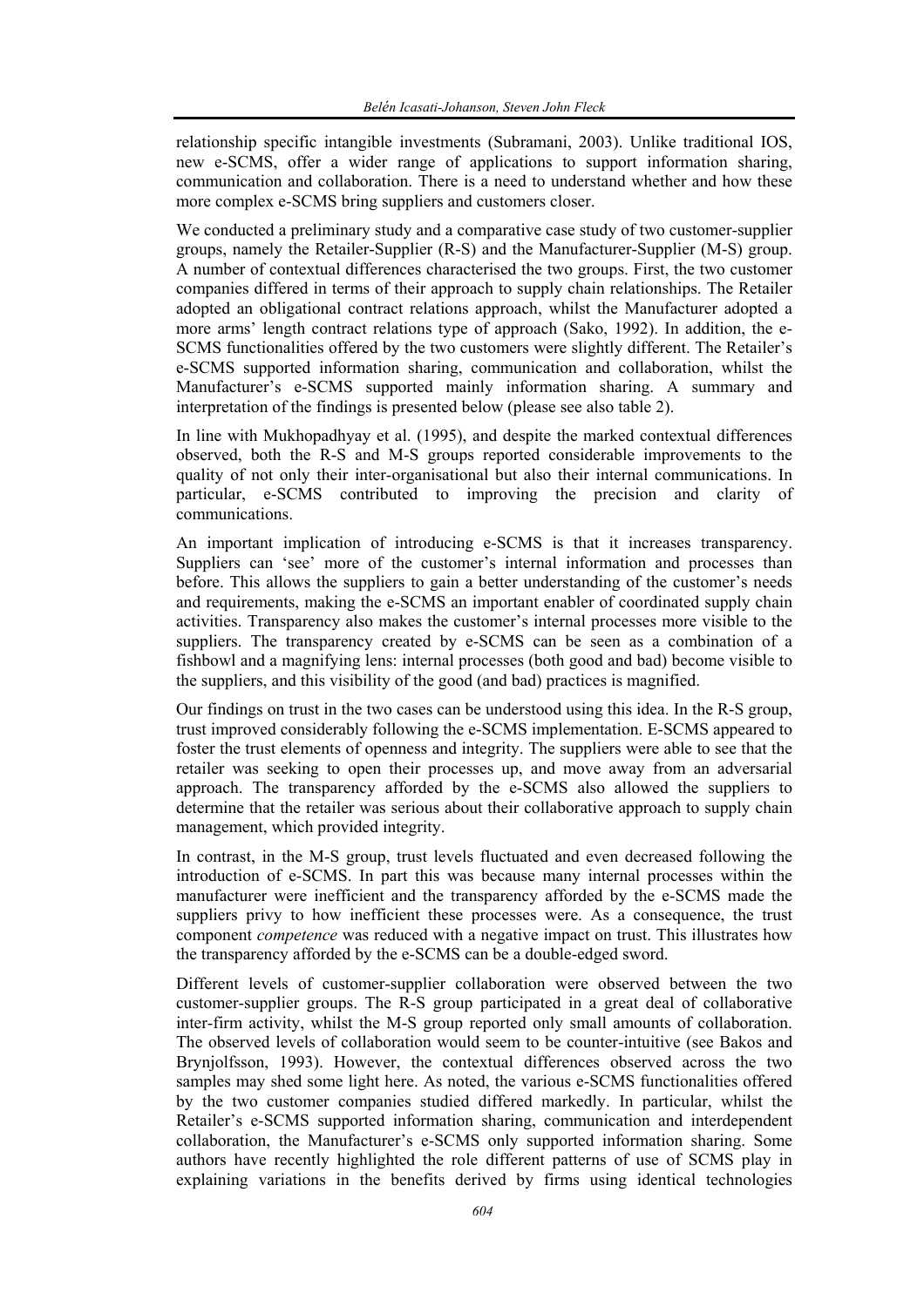relationship specific intangible investments (Subramani, 2003). Unlike traditional IOS, new e-SCMS, offer a wider range of applications to support information sharing, communication and collaboration. There is a need to understand whether and how these more complex e-SCMS bring suppliers and customers closer.

We conducted a preliminary study and a comparative case study of two customer-supplier groups, namely the Retailer-Supplier (R-S) and the Manufacturer-Supplier (M-S) group. A number of contextual differences characterised the two groups. First, the two customer companies differed in terms of their approach to supply chain relationships. The Retailer adopted an obligational contract relations approach, whilst the Manufacturer adopted a more arms' length contract relations type of approach (Sako, 1992). In addition, the e-SCMS functionalities offered by the two customers were slightly different. The Retailer's e-SCMS supported information sharing, communication and collaboration, whilst the Manufacturer's e-SCMS supported mainly information sharing. A summary and interpretation of the findings is presented below (please see also table 2).

In line with Mukhopadhyay et al. (1995), and despite the marked contextual differences observed, both the R-S and M-S groups reported considerable improvements to the quality of not only their inter-organisational but also their internal communications. In particular, e-SCMS contributed to improving the precision and clarity of communications.

An important implication of introducing e-SCMS is that it increases transparency. Suppliers can 'see' more of the customer's internal information and processes than before. This allows the suppliers to gain a better understanding of the customer's needs and requirements, making the e-SCMS an important enabler of coordinated supply chain activities. Transparency also makes the customer's internal processes more visible to the suppliers. The transparency created by e-SCMS can be seen as a combination of a fishbowl and a magnifying lens: internal processes (both good and bad) become visible to the suppliers, and this visibility of the good (and bad) practices is magnified.

Our findings on trust in the two cases can be understood using this idea. In the R-S group, trust improved considerably following the e-SCMS implementation. E-SCMS appeared to foster the trust elements of openness and integrity. The suppliers were able to see that the retailer was seeking to open their processes up, and move away from an adversarial approach. The transparency afforded by the e-SCMS also allowed the suppliers to determine that the retailer was serious about their collaborative approach to supply chain management, which provided integrity.

In contrast, in the M-S group, trust levels fluctuated and even decreased following the introduction of e-SCMS. In part this was because many internal processes within the manufacturer were inefficient and the transparency afforded by the e-SCMS made the suppliers privy to how inefficient these processes were. As a consequence, the trust component *competence* was reduced with a negative impact on trust. This illustrates how the transparency afforded by the e-SCMS can be a double-edged sword.

Different levels of customer-supplier collaboration were observed between the two customer-supplier groups. The R-S group participated in a great deal of collaborative inter-firm activity, whilst the M-S group reported only small amounts of collaboration. The observed levels of collaboration would seem to be counter-intuitive (see Bakos and Brynjolfsson, 1993). However, the contextual differences observed across the two samples may shed some light here. As noted, the various e-SCMS functionalities offered by the two customer companies studied differed markedly. In particular, whilst the Retailer's e-SCMS supported information sharing, communication and interdependent collaboration, the Manufacturer's e-SCMS only supported information sharing. Some authors have recently highlighted the role different patterns of use of SCMS play in explaining variations in the benefits derived by firms using identical technologies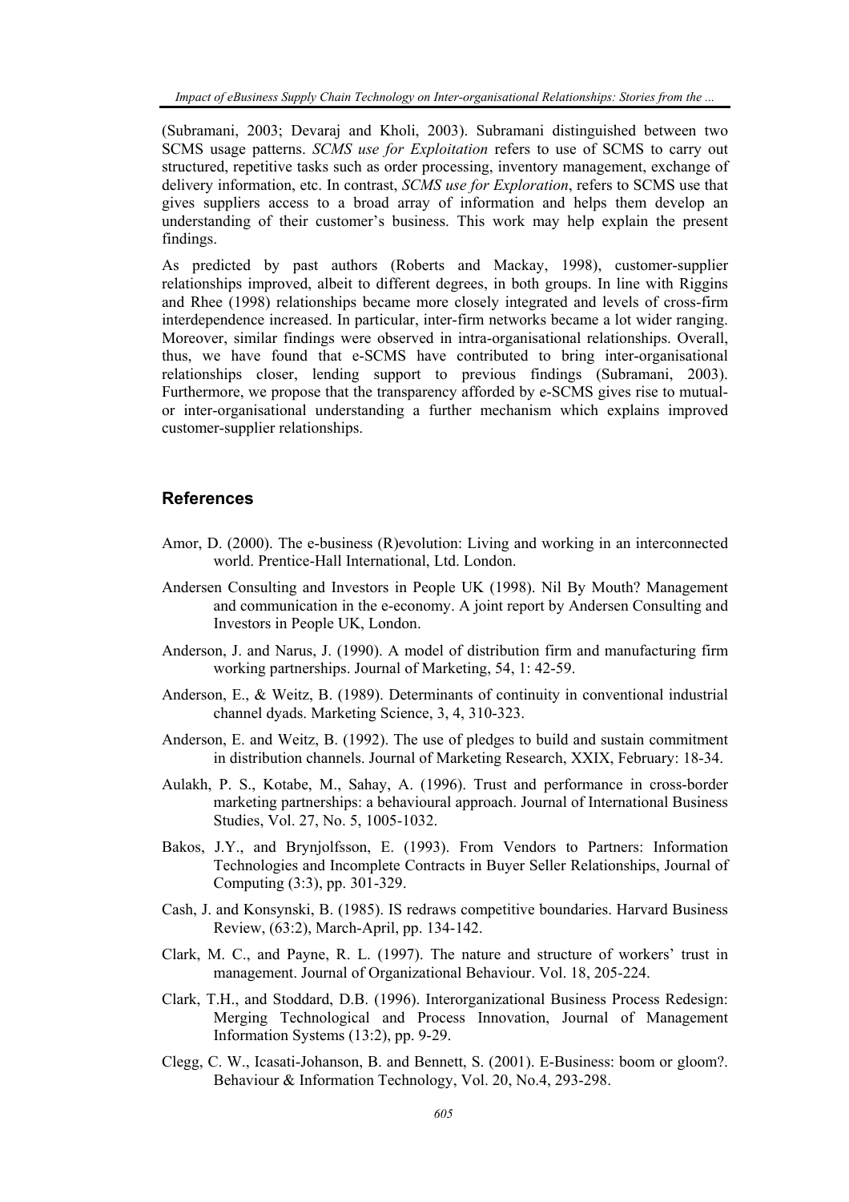(Subramani, 2003; Devaraj and Kholi, 2003). Subramani distinguished between two SCMS usage patterns. *SCMS use for Exploitation* refers to use of SCMS to carry out structured, repetitive tasks such as order processing, inventory management, exchange of delivery information, etc. In contrast, *SCMS use for Exploration*, refers to SCMS use that gives suppliers access to a broad array of information and helps them develop an understanding of their customer's business. This work may help explain the present findings.

As predicted by past authors (Roberts and Mackay, 1998), customer-supplier relationships improved, albeit to different degrees, in both groups. In line with Riggins and Rhee (1998) relationships became more closely integrated and levels of cross-firm interdependence increased. In particular, inter-firm networks became a lot wider ranging. Moreover, similar findings were observed in intra-organisational relationships. Overall, thus, we have found that e-SCMS have contributed to bring inter-organisational relationships closer, lending support to previous findings (Subramani, 2003). Furthermore, we propose that the transparency afforded by e-SCMS gives rise to mutual- or inter-organisational understanding a further mechanism which explains improved customer-supplier relationships.

## References

Amor, D. (2000). The e-business (R)evolution: Living and working in an interconnected world. Prentice-Hall International, Ltd. London.

Andersen Consulting and Investors in People UK (1998). Nil By Mouth? Management and communication in the e-economy. A joint report by Andersen Consulting and Investors in People UK, London.

Anderson, J. and Narus, J. (1990). A model of distribution firm and manufacturing firm working partnerships. Journal of Marketing, 54, 1: 42-59.

Anderson, E., & Weitz, B. (1989). Determinants of continuity in conventional industrial channel dyads. Marketing Science, 3, 4, 310-323.

Anderson, E. and Weitz, B. (1992). The use of pledges to build and sustain commitment in distribution channels. Journal of Marketing Research, XXIX, February: 18-34.

Aulakh, P. S., Kotabe, M., Sahay, A. (1996). Trust and performance in cross-border marketing partnerships: a behavioural approach. Journal of International Business Studies, Vol. 27, No. 5, 1005-1032.

Bakos, J.Y., and Brynjolfsson, E. (1993). From Vendors to Partners: Information Technologies and Incomplete Contracts in Buyer Seller Relationships, Journal of Computing (3:3), pp. 301-329.

Cash, J. and Konsynski, B. (1985). IS redraws competitive boundaries. Harvard Business Review, (63:2), March-April, pp. 134-142.

Clark, M. C., and Payne, R. L. (1997). The nature and structure of workers' trust in management. Journal of Organizational Behaviour. Vol. 18, 205-224.

Clark, T.H., and Stoddard, D.B. (1996). Interorganizational Business Process Redesign: Merging Technological and Process Innovation, Journal of Management Information Systems (13:2), pp. 9-29.

Clegg, C. W., Icasati-Johanson, B. and Bennett, S. (2001). E-Business: boom or gloom?. Behaviour & Information Technology, Vol. 20, No.4, 293-298.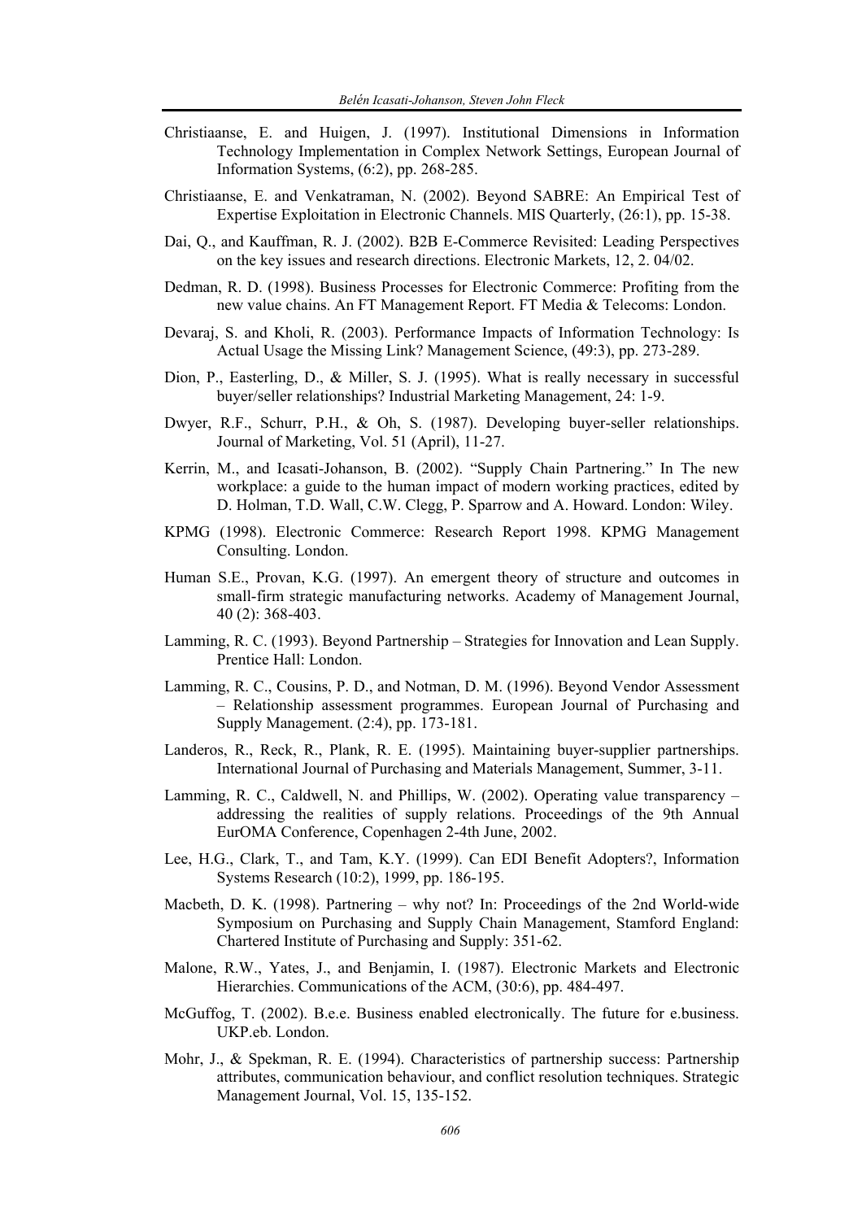Christiaanse, E. and Huigen, J. (1997). Institutional Dimensions in Information Technology Implementation in Complex Network Settings, European Journal of Information Systems, (6:2), pp. 268-285.

Christiaanse, E. and Venkatraman, N. (2002). Beyond SABRE: An Empirical Test of Expertise Exploitation in Electronic Channels. MIS Quarterly, (26:1), pp. 15-38.

Dai, Q., and Kauffman, R. J. (2002). B2B E-Commerce Revisited: Leading Perspectives on the key issues and research directions. Electronic Markets, 12, 2. 04/02.

Dedman, R. D. (1998). Business Processes for Electronic Commerce: Profiting from the new value chains. An FT Management Report. FT Media & Telecoms: London.

Devaraj, S. and Kholi, R. (2003). Performance Impacts of Information Technology: Is Actual Usage the Missing Link? Management Science, (49:3), pp. 273-289.

Dion, P., Easterling, D., & Miller, S. J. (1995). What is really necessary in successful buyer/seller relationships? Industrial Marketing Management, 24: 1-9.

Dwyer, R.F., Schurr, P.H., & Oh, S. (1987). Developing buyer-seller relationships. Journal of Marketing, Vol. 51 (April), 11-27.

Kerrin, M., and Icasati-Johanson, B. (2002). "Supply Chain Partnering." In The new workplace: a guide to the human impact of modern working practices, edited by D. Holman, T.D. Wall, C.W. Clegg, P. Sparrow and A. Howard. London: Wiley.

KPMG (1998). Electronic Commerce: Research Report 1998. KPMG Management Consulting. London.

Human S.E., Provan, K.G. (1997). An emergent theory of structure and outcomes in small-firm strategic manufacturing networks. Academy of Management Journal, 40 (2): 368-403.

Lamming, R. C. (1993). Beyond Partnership – Strategies for Innovation and Lean Supply. Prentice Hall: London.

Lamming, R. C., Cousins, P. D., and Notman, D. M. (1996). Beyond Vendor Assessment – Relationship assessment programmes. European Journal of Purchasing and Supply Management. (2:4), pp. 173-181.

Landeros, R., Reck, R., Plank, R. E. (1995). Maintaining buyer-supplier partnerships. International Journal of Purchasing and Materials Management, Summer, 3-11.

Lamming, R. C., Caldwell, N. and Phillips, W. (2002). Operating value transparency – addressing the realities of supply relations. Proceedings of the 9th Annual EurOMA Conference, Copenhagen 2-4th June, 2002.

Lee, H.G., Clark, T., and Tam, K.Y. (1999). Can EDI Benefit Adopters?, Information Systems Research (10:2), 1999, pp. 186-195.

Macbeth, D. K. (1998). Partnering – why not? In: Proceedings of the 2nd World-wide Symposium on Purchasing and Supply Chain Management, Stamford England: Chartered Institute of Purchasing and Supply: 351-62.

Malone, R.W., Yates, J., and Benjamin, I. (1987). Electronic Markets and Electronic Hierarchies. Communications of the ACM, (30:6), pp. 484-497.

McGuffog, T. (2002). B.e.e. Business enabled electronically. The future for e.business. UKP.eb. London.

Mohr, J., & Spekman, R. E. (1994). Characteristics of partnership success: Partnership attributes, communication behaviour, and conflict resolution techniques. Strategic Management Journal, Vol. 15, 135-152.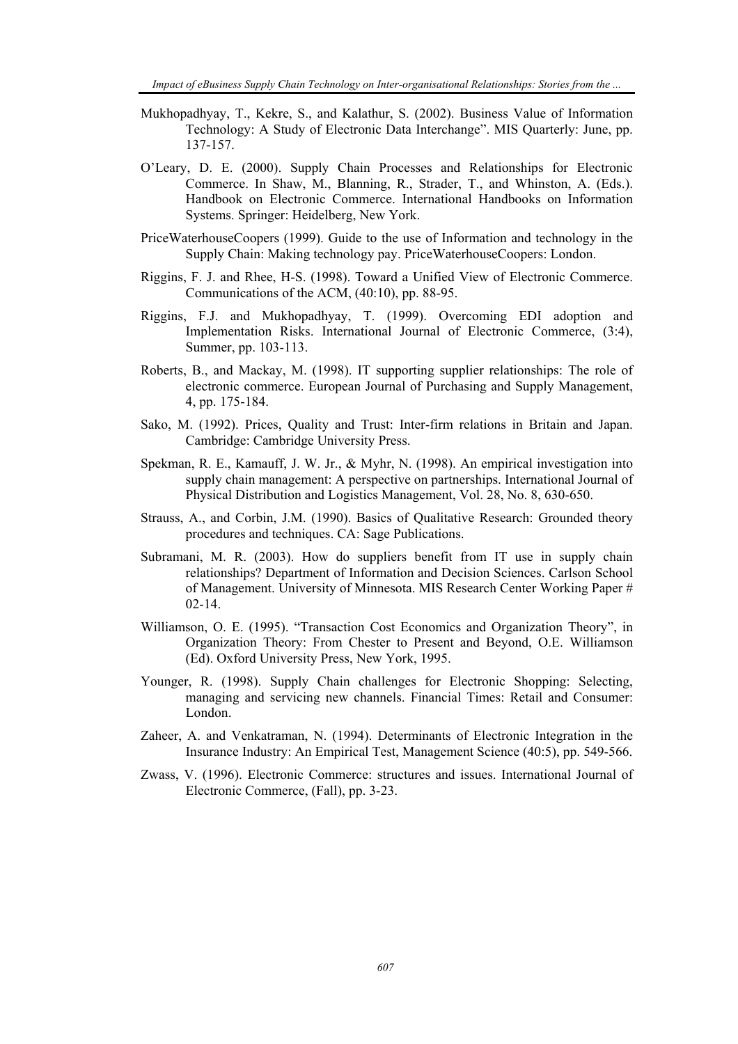Mukhopadhyay, T., Kekre, S., and Kalathur, S. (2002). Business Value of Information Technology: A Study of Electronic Data Interchange". MIS Quarterly: June, pp. 137-157.

O'Leary, D. E. (2000). Supply Chain Processes and Relationships for Electronic Commerce. In Shaw, M., Blanning, R., Strader, T., and Whinston, A. (Eds.). Handbook on Electronic Commerce. International Handbooks on Information Systems. Springer: Heidelberg, New York.

PriceWaterhouseCoopers (1999). Guide to the use of Information and technology in the Supply Chain: Making technology pay. PriceWaterhouseCoopers: London.

Riggins, F. J. and Rhee, H-S. (1998). Toward a Unified View of Electronic Commerce. Communications of the ACM, (40:10), pp. 88-95.

Riggins, F.J. and Mukhopadhyay, T. (1999). Overcoming EDI adoption and Implementation Risks. International Journal of Electronic Commerce, (3:4), Summer, pp. 103-113.

Roberts, B., and Mackay, M. (1998). IT supporting supplier relationships: The role of electronic commerce. European Journal of Purchasing and Supply Management, 4, pp. 175-184.

Sako, M. (1992). Prices, Quality and Trust: Inter-firm relations in Britain and Japan. Cambridge: Cambridge University Press.

Spekman, R. E., Kamauff, J. W. Jr., & Myhr, N. (1998). An empirical investigation into supply chain management: A perspective on partnerships. International Journal of Physical Distribution and Logistics Management, Vol. 28, No. 8, 630-650.

Strauss, A., and Corbin, J.M. (1990). Basics of Qualitative Research: Grounded theory procedures and techniques. CA: Sage Publications.

Subramani, M. R. (2003). How do suppliers benefit from IT use in supply chain relationships? Department of Information and Decision Sciences. Carlson School of Management. University of Minnesota. MIS Research Center Working Paper # 02-14.

Williamson, O. E. (1995). "Transaction Cost Economics and Organization Theory", in Organization Theory: From Chester to Present and Beyond, O.E. Williamson (Ed). Oxford University Press, New York, 1995.

Younger, R. (1998). Supply Chain challenges for Electronic Shopping: Selecting, managing and servicing new channels. Financial Times: Retail and Consumer: London.

Zaheer, A. and Venkatraman, N. (1994). Determinants of Electronic Integration in the Insurance Industry: An Empirical Test, Management Science (40:5), pp. 549-566.

Zwass, V. (1996). Electronic Commerce: structures and issues. International Journal of Electronic Commerce, (Fall), pp. 3-23.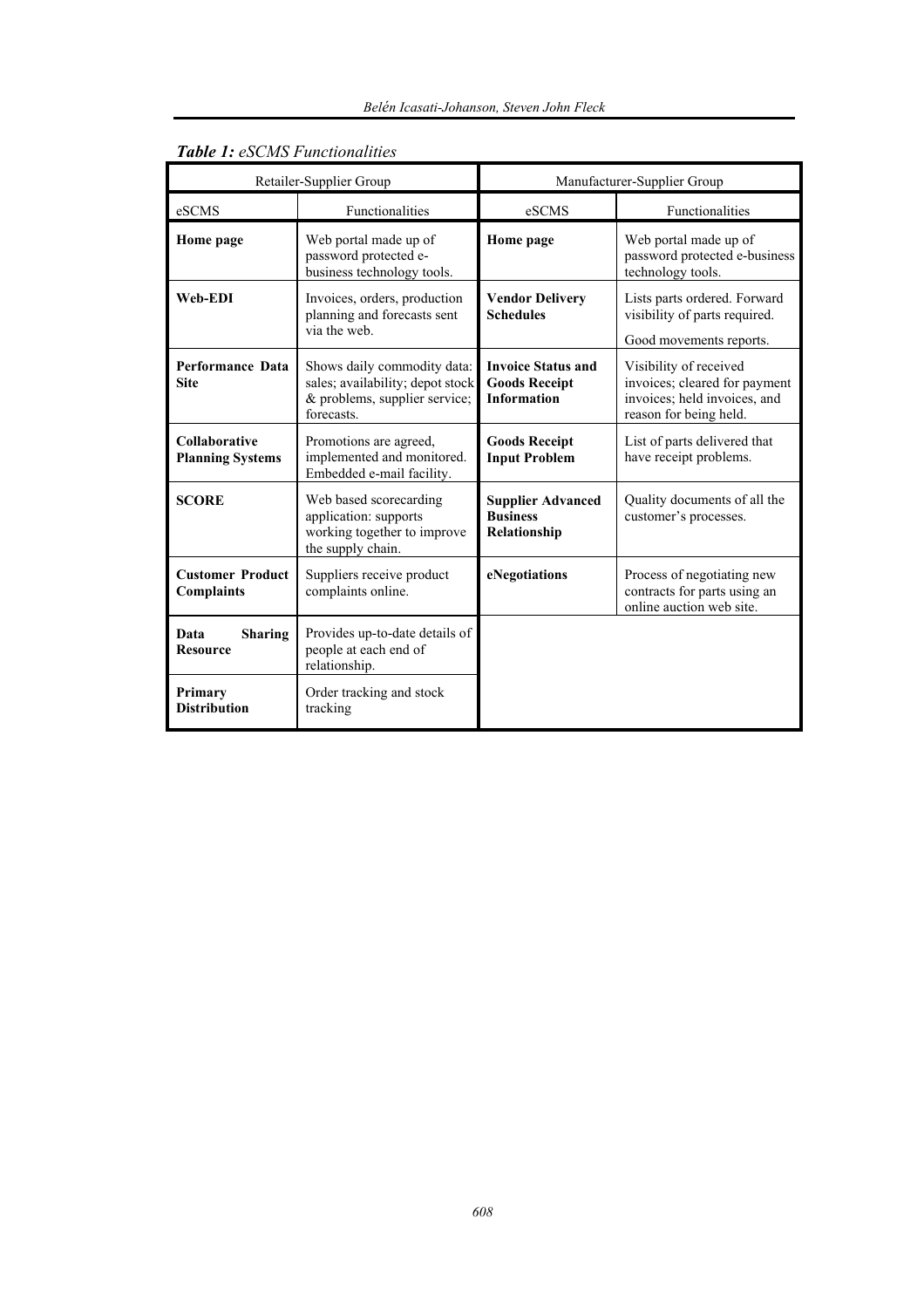***Table 1:*** *eSCMS Functionalities*

| Retailer-Supplier Group | | Manufacturer-Supplier Group | |
|---|---|---|---|
| eSCMS | Functionalities | eSCMS | Functionalities |
| **Home page** | Web portal made up of password protected e-business technology tools. | **Home page** | Web portal made up of password protected e-business technology tools. |
| **Web-EDI** | Invoices, orders, production planning and forecasts sent via the web. | **Vendor Delivery Schedules** | Lists parts ordered. Forward visibility of parts required. Good movements reports. |
| **Performance Data Site** | Shows daily commodity data: sales; availability; depot stock & problems, supplier service; forecasts. | **Invoice Status and Goods Receipt Information** | Visibility of received invoices; cleared for payment invoices; held invoices, and reason for being held. |
| **Collaborative Planning Systems** | Promotions are agreed, implemented and monitored. Embedded e-mail facility. | **Goods Receipt Input Problem** | List of parts delivered that have receipt problems. |
| **SCORE** | Web based scorecarding application: supports working together to improve the supply chain. | **Supplier Advanced Business Relationship** | Quality documents of all the customer's processes. |
| **Customer Product Complaints** | Suppliers receive product complaints online. | **eNegotiations** | Process of negotiating new contracts for parts using an online auction web site. |
| **Data Sharing Resource** | Provides up-to-date details of people at each end of relationship. | | |
| **Primary Distribution** | Order tracking and stock tracking | | |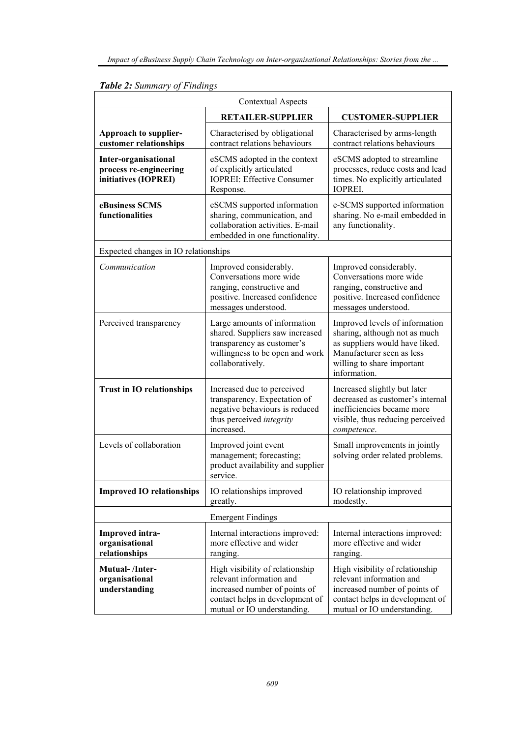***Table 2:*** *Summary of Findings*

| Contextual Aspects | | |
|---|---|---|
| | **RETAILER-SUPPLIER** | **CUSTOMER-SUPPLIER** |
| **Approach to supplier-customer relationships** | Characterised by obligational contract relations behaviours | Characterised by arms-length contract relations behaviours |
| **Inter-organisational process re-engineering initiatives (IOPREI)** | eSCMS adopted in the context of explicitly articulated IOPREI: Effective Consumer Response. | eSCMS adopted to streamline processes, reduce costs and lead times. No explicitly articulated IOPREI. |
| **eBusiness SCMS functionalities** | eSCMS supported information sharing, communication, and collaboration activities. E-mail embedded in one functionality. | e-SCMS supported information sharing. No e-mail embedded in any functionality. |
| Expected changes in IO relationships | | |
| *Communication* | Improved considerably. Conversations more wide ranging, constructive and positive. Increased confidence messages understood. | Improved considerably. Conversations more wide ranging, constructive and positive. Increased confidence messages understood. |
| Perceived transparency | Large amounts of information shared. Suppliers saw increased transparency as customer's willingness to be open and work collaboratively. | Improved levels of information sharing, although not as much as suppliers would have liked. Manufacturer seen as less willing to share important information. |
| **Trust in IO relationships** | Increased due to perceived transparency. Expectation of negative behaviours is reduced thus perceived *integrity* increased. | Increased slightly but later decreased as customer's internal inefficiencies became more visible, thus reducing perceived *competence*. |
| Levels of collaboration | Improved joint event management; forecasting; product availability and supplier service. | Small improvements in jointly solving order related problems. |
| **Improved IO relationships** | IO relationships improved greatly. | IO relationship improved modestly. |
| Emergent Findings | | |
| **Improved intra-organisational relationships** | Internal interactions improved: more effective and wider ranging. | Internal interactions improved: more effective and wider ranging. |
| **Mutual- /Inter-organisational understanding** | High visibility of relationship relevant information and increased number of points of contact helps in development of mutual or IO understanding. | High visibility of relationship relevant information and increased number of points of contact helps in development of mutual or IO understanding. |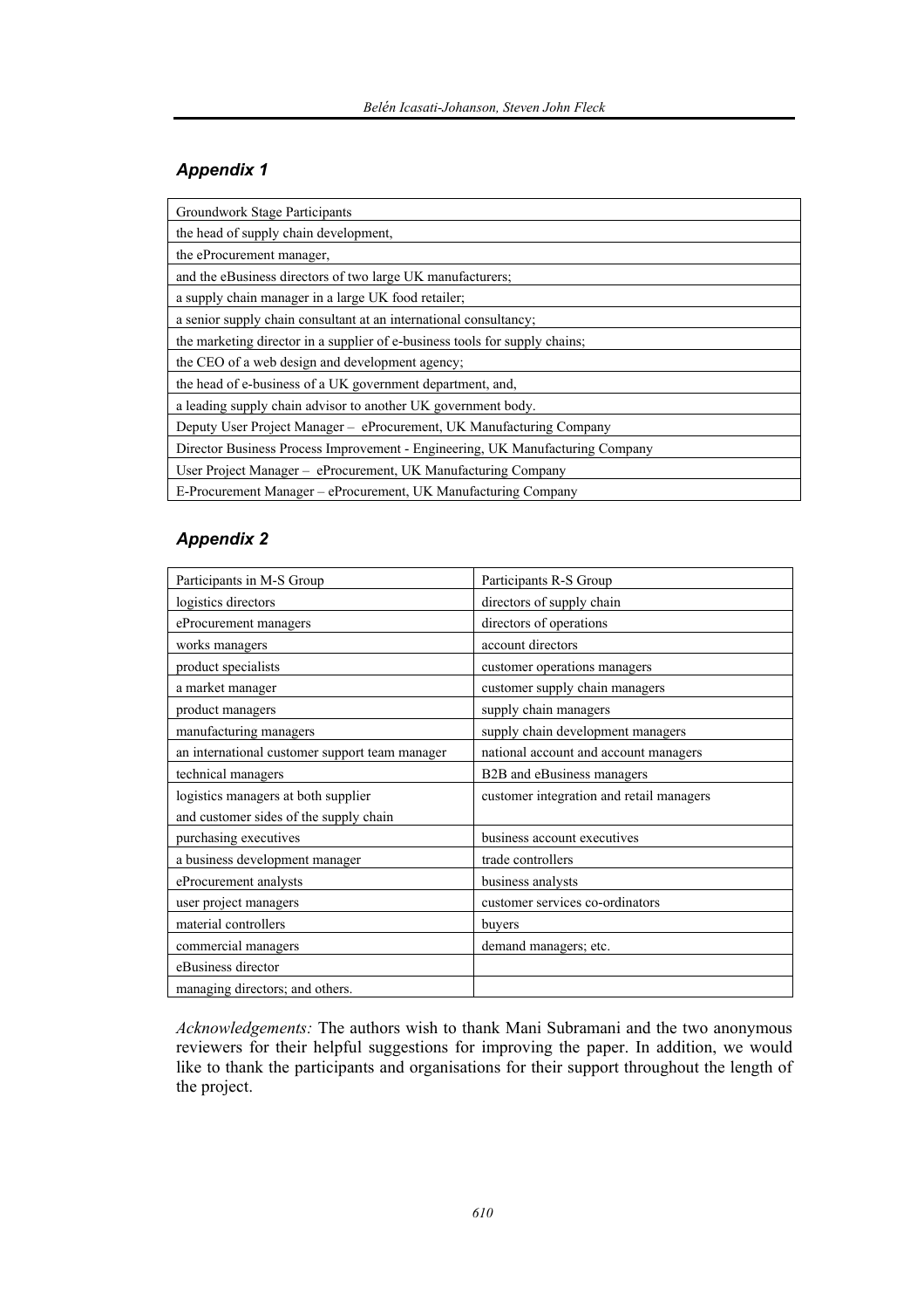### *Appendix 1*

| Groundwork Stage Participants |
|---|
| the head of supply chain development, |
| the eProcurement manager, |
| and the eBusiness directors of two large UK manufacturers; |
| a supply chain manager in a large UK food retailer; |
| a senior supply chain consultant at an international consultancy; |
| the marketing director in a supplier of e-business tools for supply chains; |
| the CEO of a web design and development agency; |
| the head of e-business of a UK government department, and, |
| a leading supply chain advisor to another UK government body. |
| Deputy User Project Manager – eProcurement, UK Manufacturing Company |
| Director Business Process Improvement - Engineering, UK Manufacturing Company |
| User Project Manager – eProcurement, UK Manufacturing Company |
| E-Procurement Manager – eProcurement, UK Manufacturing Company |

### *Appendix 2*

| Participants in M-S Group | Participants R-S Group |
|---|---|
| logistics directors | directors of supply chain |
| eProcurement managers | directors of operations |
| works managers | account directors |
| product specialists | customer operations managers |
| a market manager | customer supply chain managers |
| product managers | supply chain managers |
| manufacturing managers | supply chain development managers |
| an international customer support team manager | national account and account managers |
| technical managers | B2B and eBusiness managers |
| logistics managers at both supplier and customer sides of the supply chain | customer integration and retail managers |
| purchasing executives | business account executives |
| a business development manager | trade controllers |
| eProcurement analysts | business analysts |
| user project managers | customer services co-ordinators |
| material controllers | buyers |
| commercial managers | demand managers; etc. |
| eBusiness director | |
| managing directors; and others. | |

*Acknowledgements:* The authors wish to thank Mani Subramani and the two anonymous reviewers for their helpful suggestions for improving the paper. In addition, we would like to thank the participants and organisations for their support throughout the length of the project.